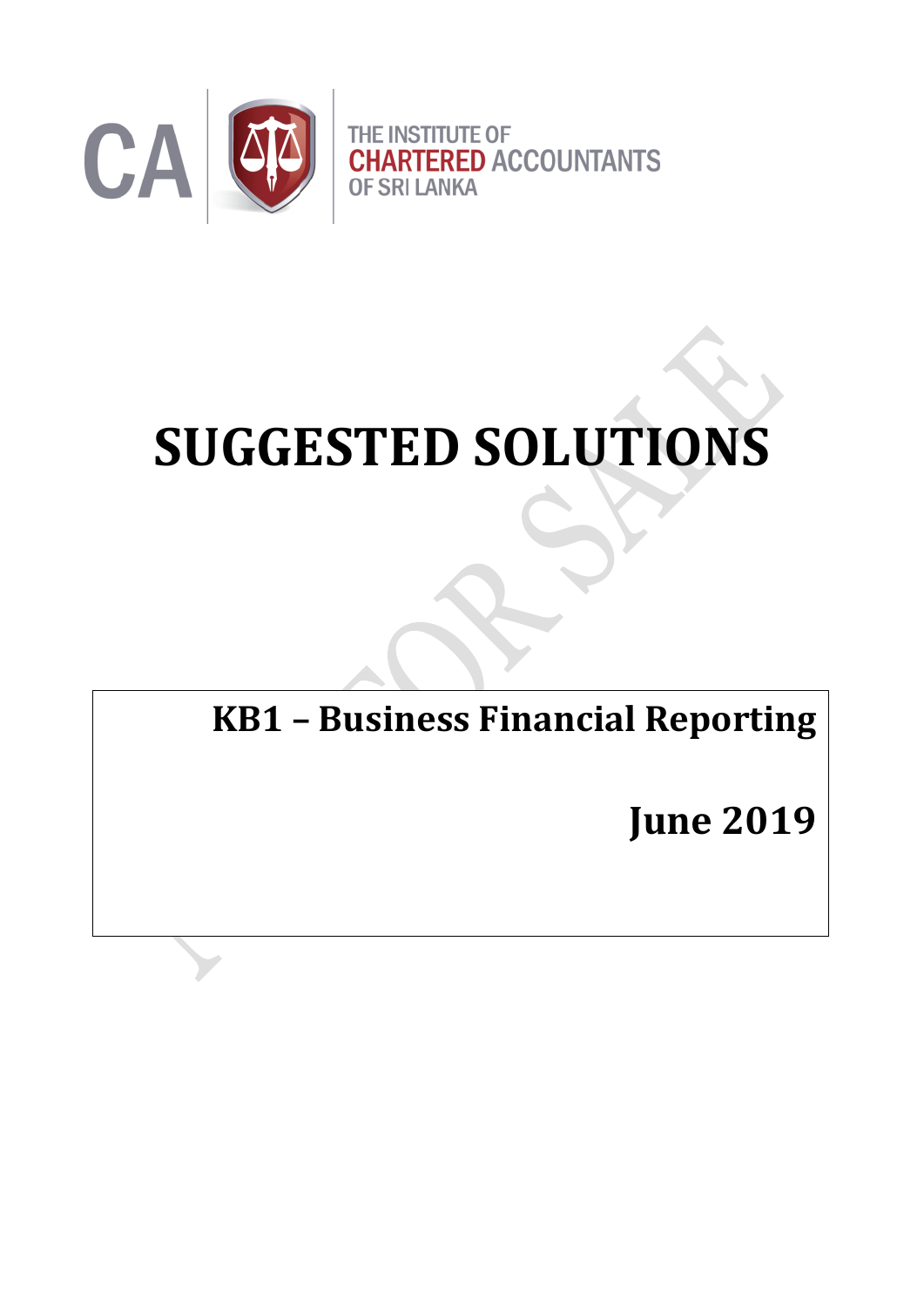THE INSTITUTE OF CHARTERED ACCOUNTANTS OF SRI LANKA

# SUGGESTED SOLUTIONS

**KB1 – Business Financial Reporting**

**June 2019**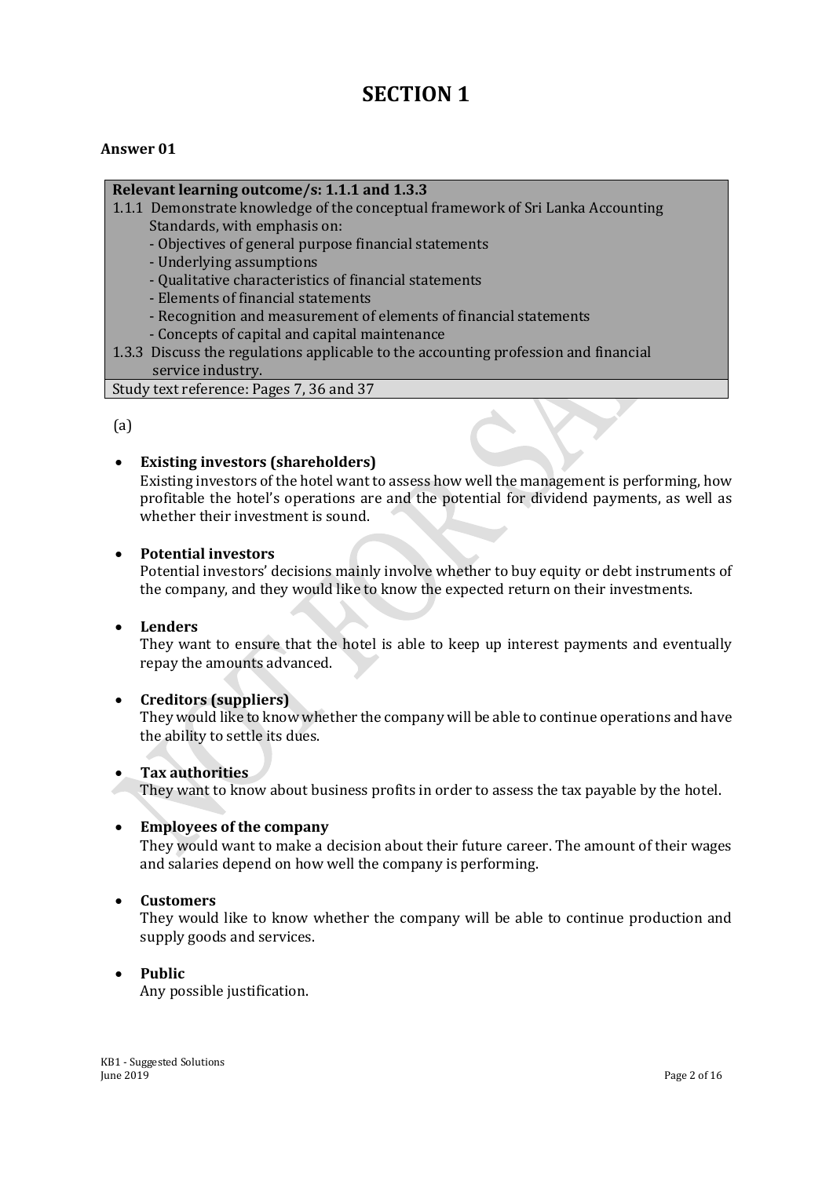# SECTION 1

**Answer 01**

| **Relevant learning outcome/s: 1.1.1 and 1.3.3** |
|---|
| 1.1.1 Demonstrate knowledge of the conceptual framework of Sri Lanka Accounting Standards, with emphasis on:<br>- Objectives of general purpose financial statements<br>- Underlying assumptions<br>- Qualitative characteristics of financial statements<br>- Elements of financial statements<br>- Recognition and measurement of elements of financial statements<br>- Concepts of capital and capital maintenance<br>1.3.3 Discuss the regulations applicable to the accounting profession and financial service industry. |
| Study text reference: Pages 7, 36 and 37 |

(a)

- **Existing investors (shareholders)**
  Existing investors of the hotel want to assess how well the management is performing, how profitable the hotel's operations are and the potential for dividend payments, as well as whether their investment is sound.

- **Potential investors**
  Potential investors' decisions mainly involve whether to buy equity or debt instruments of the company, and they would like to know the expected return on their investments.

- **Lenders**
  They want to ensure that the hotel is able to keep up interest payments and eventually repay the amounts advanced.

- **Creditors (suppliers)**
  They would like to know whether the company will be able to continue operations and have the ability to settle its dues.

- **Tax authorities**
  They want to know about business profits in order to assess the tax payable by the hotel.

- **Employees of the company**
  They would want to make a decision about their future career. The amount of their wages and salaries depend on how well the company is performing.

- **Customers**
  They would like to know whether the company will be able to continue production and supply goods and services.

- **Public**
  Any possible justification.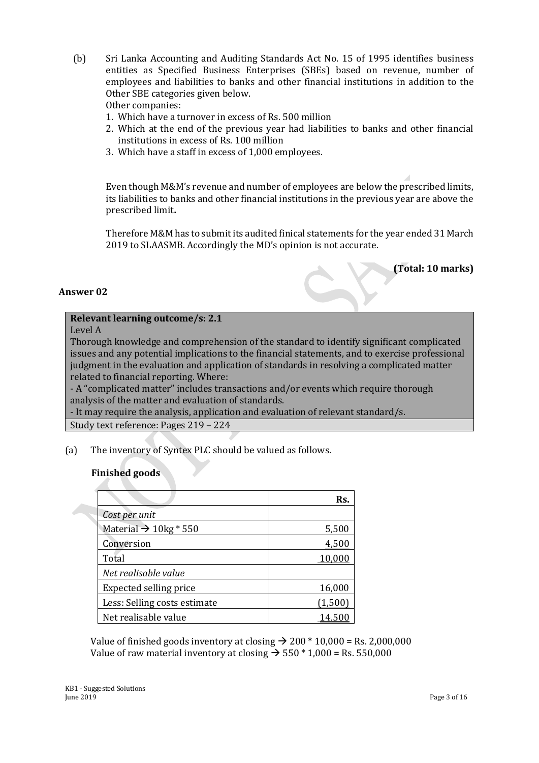(b) Sri Lanka Accounting and Auditing Standards Act No. 15 of 1995 identifies business entities as Specified Business Enterprises (SBEs) based on revenue, number of employees and liabilities to banks and other financial institutions in addition to the Other SBE categories given below.

Other companies:

1. Which have a turnover in excess of Rs. 500 million
2. Which at the end of the previous year had liabilities to banks and other financial institutions in excess of Rs. 100 million
3. Which have a staff in excess of 1,000 employees.

Even though M&M's revenue and number of employees are below the prescribed limits, its liabilities to banks and other financial institutions in the previous year are above the prescribed limit**.**

Therefore M&M has to submit its audited finical statements for the year ended 31 March 2019 to SLAASMB. Accordingly the MD's opinion is not accurate.

**(Total: 10 marks)**

## Answer 02

**Relevant learning outcome/s: 2.1**

Level A

Thorough knowledge and comprehension of the standard to identify significant complicated issues and any potential implications to the financial statements, and to exercise professional judgment in the evaluation and application of standards in resolving a complicated matter related to financial reporting. Where:

- A "complicated matter" includes transactions and/or events which require thorough analysis of the matter and evaluation of standards.
- It may require the analysis, application and evaluation of relevant standard/s.

Study text reference: Pages 219 – 224

(a) The inventory of Syntex PLC should be valued as follows.

**Finished goods**

| | Rs. |
|---|---|
| *Cost per unit* | |
| Material → 10kg * 550 | 5,500 |
| Conversion | 4,500 |
| Total | 10,000 |
| *Net realisable value* | |
| Expected selling price | 16,000 |
| Less: Selling costs estimate | (1,500) |
| Net realisable value | 14,500 |

Value of finished goods inventory at closing → 200 * 10,000 = Rs. 2,000,000

Value of raw material inventory at closing → 550 * 1,000 = Rs. 550,000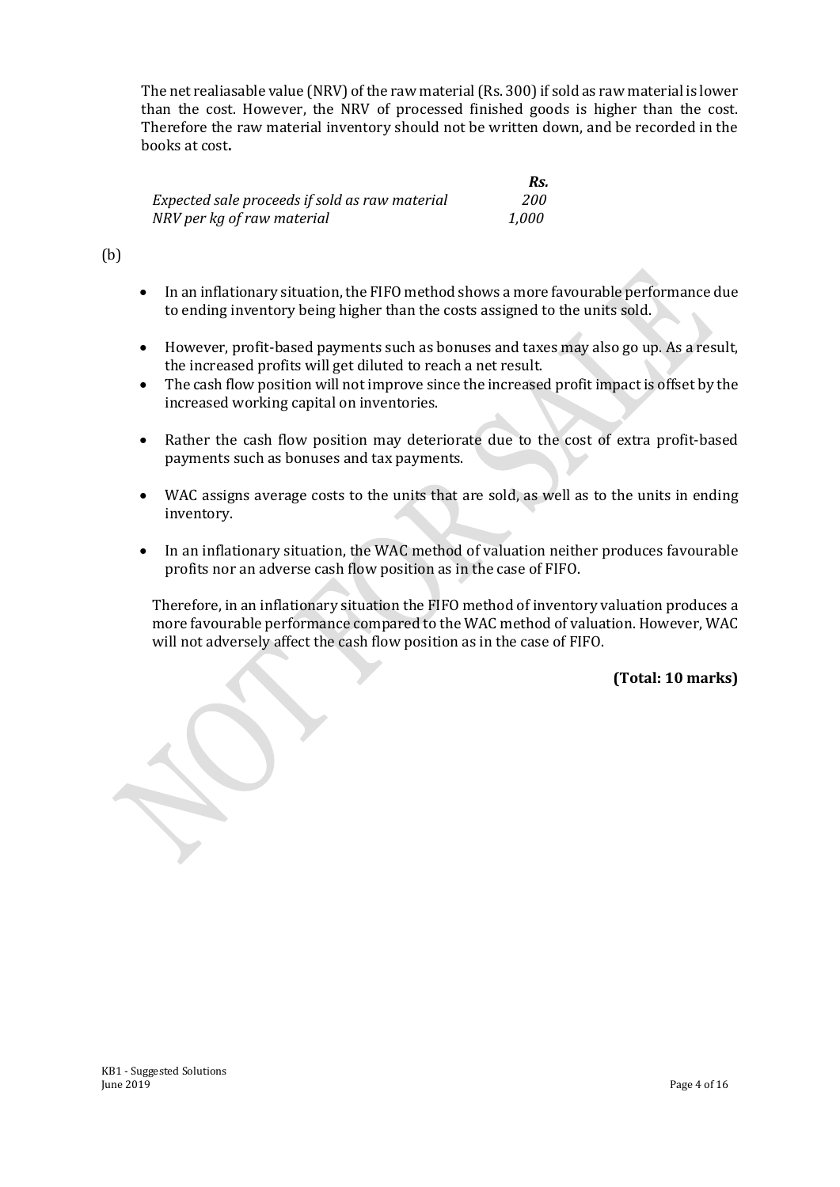The net realiasable value (NRV) of the raw material (Rs. 300) if sold as raw material is lower than the cost. However, the NRV of processed finished goods is higher than the cost. Therefore the raw material inventory should not be written down, and be recorded in the books at cost**.**

| | *Rs.* |
|---|---|
| *Expected sale proceeds if sold as raw material* | *200* |
| *NRV per kg of raw material* | *1,000* |

(b)

- In an inflationary situation, the FIFO method shows a more favourable performance due to ending inventory being higher than the costs assigned to the units sold.
- However, profit-based payments such as bonuses and taxes may also go up. As a result, the increased profits will get diluted to reach a net result.
- The cash flow position will not improve since the increased profit impact is offset by the increased working capital on inventories.
- Rather the cash flow position may deteriorate due to the cost of extra profit-based payments such as bonuses and tax payments.
- WAC assigns average costs to the units that are sold, as well as to the units in ending inventory.
- In an inflationary situation, the WAC method of valuation neither produces favourable profits nor an adverse cash flow position as in the case of FIFO.

Therefore, in an inflationary situation the FIFO method of inventory valuation produces a more favourable performance compared to the WAC method of valuation. However, WAC will not adversely affect the cash flow position as in the case of FIFO.

**(Total: 10 marks)**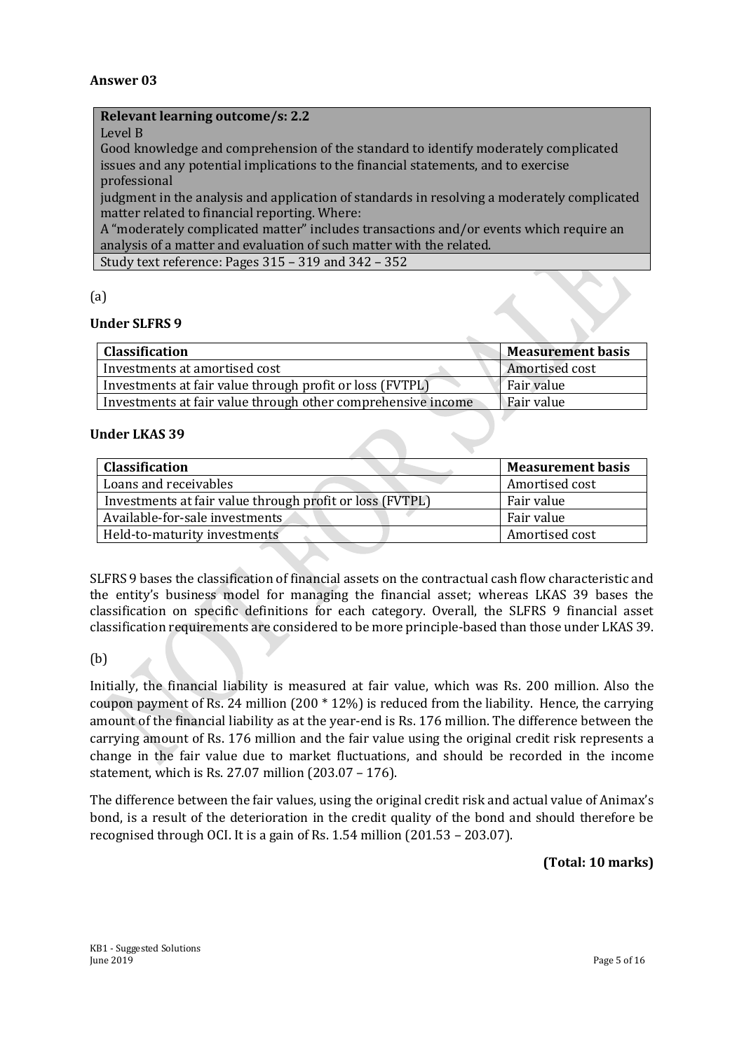**Answer 03**

| **Relevant learning outcome/s: 2.2** |
|---|
| Level B<br>Good knowledge and comprehension of the standard to identify moderately complicated issues and any potential implications to the financial statements, and to exercise professional<br>judgment in the analysis and application of standards in resolving a moderately complicated matter related to financial reporting. Where:<br>A "moderately complicated matter" includes transactions and/or events which require an analysis of a matter and evaluation of such matter with the related. |
| Study text reference: Pages 315 – 319 and 342 – 352 |

(a)

**Under SLFRS 9**

| **Classification** | **Measurement basis** |
|---|---|
| Investments at amortised cost | Amortised cost |
| Investments at fair value through profit or loss (FVTPL) | Fair value |
| Investments at fair value through other comprehensive income | Fair value |

**Under LKAS 39**

| **Classification** | **Measurement basis** |
|---|---|
| Loans and receivables | Amortised cost |
| Investments at fair value through profit or loss (FVTPL) | Fair value |
| Available-for-sale investments | Fair value |
| Held-to-maturity investments | Amortised cost |

SLFRS 9 bases the classification of financial assets on the contractual cash flow characteristic and the entity's business model for managing the financial asset; whereas LKAS 39 bases the classification on specific definitions for each category. Overall, the SLFRS 9 financial asset classification requirements are considered to be more principle-based than those under LKAS 39.

(b)

Initially, the financial liability is measured at fair value, which was Rs. 200 million. Also the coupon payment of Rs. 24 million (200 * 12%) is reduced from the liability. Hence, the carrying amount of the financial liability as at the year-end is Rs. 176 million. The difference between the carrying amount of Rs. 176 million and the fair value using the original credit risk represents a change in the fair value due to market fluctuations, and should be recorded in the income statement, which is Rs. 27.07 million (203.07 – 176).

The difference between the fair values, using the original credit risk and actual value of Animax's bond, is a result of the deterioration in the credit quality of the bond and should therefore be recognised through OCI. It is a gain of Rs. 1.54 million (201.53 – 203.07).

**(Total: 10 marks)**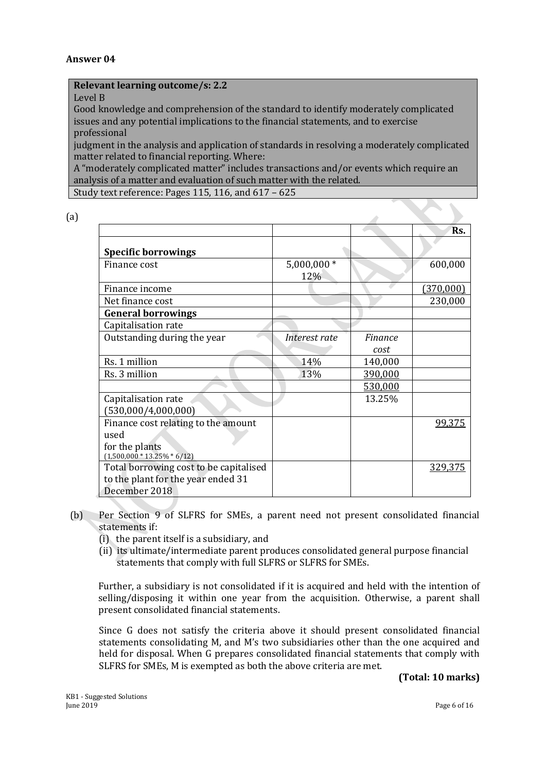## Answer 04

| **Relevant learning outcome/s: 2.2** |
|---|
| Level B |
| Good knowledge and comprehension of the standard to identify moderately complicated issues and any potential implications to the financial statements, and to exercise professional judgment in the analysis and application of standards in resolving a moderately complicated matter related to financial reporting. Where: |
| A "moderately complicated matter" includes transactions and/or events which require an analysis of a matter and evaluation of such matter with the related. |
| Study text reference: Pages 115, 116, and 617 – 625 |

(a)

| | | | Rs. |
|---|---|---|---|
| **Specific borrowings** | | | |
| Finance cost | 5,000,000 * 12% | | 600,000 |
| Finance income | | | (370,000) |
| Net finance cost | | | 230,000 |
| **General borrowings** | | | |
| Capitalisation rate | | | |
| Outstanding during the year | *Interest rate* | *Finance cost* | |
| Rs. 1 million | 14% | 140,000 | |
| Rs. 3 million | 13% | 390,000 | |
| | | 530,000 | |
| Capitalisation rate (530,000/4,000,000) | | 13.25% | |
| Finance cost relating to the amount used for the plants (1,500,000 * 13.25% * 6/12) | | | 99,375 |
| Total borrowing cost to be capitalised to the plant for the year ended 31 December 2018 | | | 329,375 |

(b) Per Section 9 of SLFRS for SMEs, a parent need not present consolidated financial statements if:

(i) the parent itself is a subsidiary, and

(ii) its ultimate/intermediate parent produces consolidated general purpose financial statements that comply with full SLFRS or SLFRS for SMEs.

Further, a subsidiary is not consolidated if it is acquired and held with the intention of selling/disposing it within one year from the acquisition. Otherwise, a parent shall present consolidated financial statements.

Since G does not satisfy the criteria above it should present consolidated financial statements consolidating M, and M's two subsidiaries other than the one acquired and held for disposal. When G prepares consolidated financial statements that comply with SLFRS for SMEs, M is exempted as both the above criteria are met.

**(Total: 10 marks)**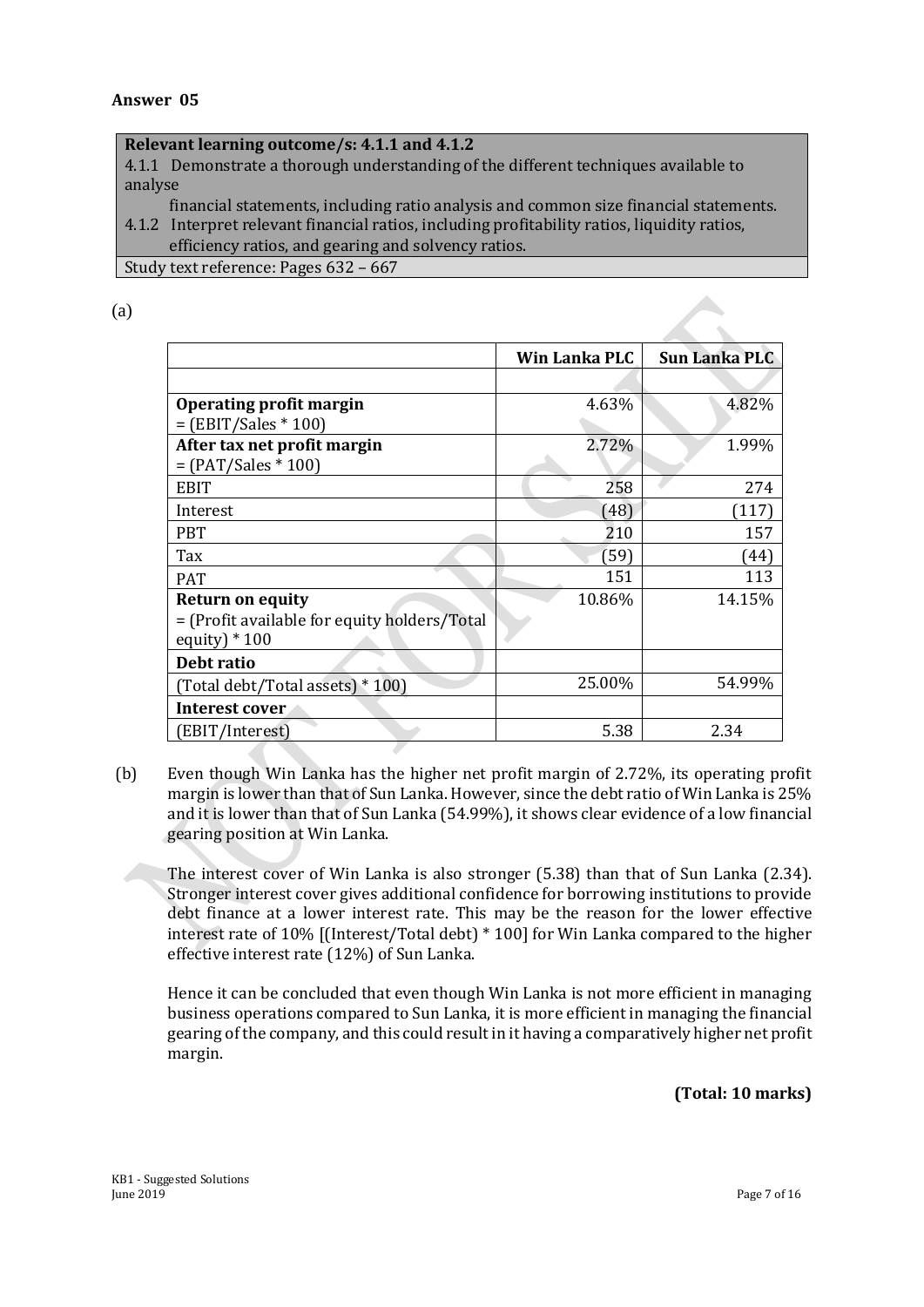## Answer 05

| Relevant learning outcome/s: 4.1.1 and 4.1.2 |
|---|
| 4.1.1 Demonstrate a thorough understanding of the different techniques available to analyse financial statements, including ratio analysis and common size financial statements. |
| 4.1.2 Interpret relevant financial ratios, including profitability ratios, liquidity ratios, efficiency ratios, and gearing and solvency ratios. |
| Study text reference: Pages 632 – 667 |

(a)

| | Win Lanka PLC | Sun Lanka PLC |
|---|---|---|
| | | |
| **Operating profit margin** = (EBIT/Sales * 100) | 4.63% | 4.82% |
| **After tax net profit margin** = (PAT/Sales * 100) | 2.72% | 1.99% |
| EBIT | 258 | 274 |
| Interest | (48) | (117) |
| PBT | 210 | 157 |
| Tax | (59) | (44) |
| PAT | 151 | 113 |
| **Return on equity** = (Profit available for equity holders/Total equity) * 100 | 10.86% | 14.15% |
| **Debt ratio** | | |
| (Total debt/Total assets) * 100) | 25.00% | 54.99% |
| **Interest cover** | | |
| (EBIT/Interest) | 5.38 | 2.34 |

(b) Even though Win Lanka has the higher net profit margin of 2.72%, its operating profit margin is lower than that of Sun Lanka. However, since the debt ratio of Win Lanka is 25% and it is lower than that of Sun Lanka (54.99%), it shows clear evidence of a low financial gearing position at Win Lanka.

The interest cover of Win Lanka is also stronger (5.38) than that of Sun Lanka (2.34). Stronger interest cover gives additional confidence for borrowing institutions to provide debt finance at a lower interest rate. This may be the reason for the lower effective interest rate of 10% [(Interest/Total debt) * 100] for Win Lanka compared to the higher effective interest rate (12%) of Sun Lanka.

Hence it can be concluded that even though Win Lanka is not more efficient in managing business operations compared to Sun Lanka, it is more efficient in managing the financial gearing of the company, and this could result in it having a comparatively higher net profit margin.

**(Total: 10 marks)**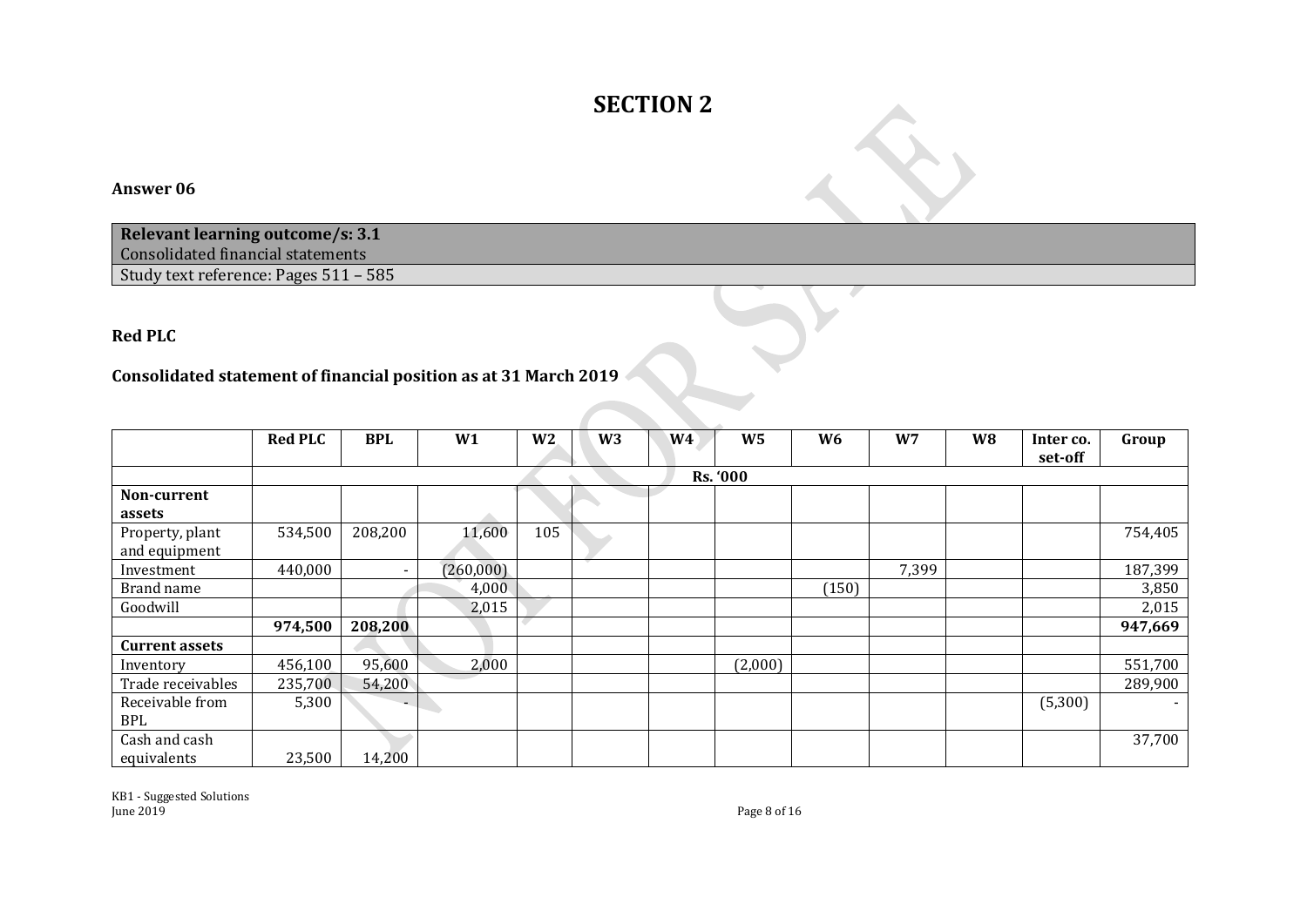# SECTION 2

**Answer 06**

| **Relevant learning outcome/s: 3.1** |
|---|
| Consolidated financial statements |
| Study text reference: Pages 511 – 585 |

**Red PLC**

**Consolidated statement of financial position as at 31 March 2019**

| | **Red PLC** | **BPL** | **W1** | **W2** | **W3** | **W4** | **W5** | **W6** | **W7** | **W8** | **Inter co. set-off** | **Group** |
|---|---|---|---|---|---|---|---|---|---|---|---|---|
| | **Rs. '000** | | | | | | | | | | | |
| **Non-current assets** | | | | | | | | | | | | |
| Property, plant and equipment | 534,500 | 208,200 | 11,600 | 105 | | | | | | | | 754,405 |
| Investment | 440,000 | - | (260,000) | | | | | | 7,399 | | | 187,399 |
| Brand name | | | 4,000 | | | | | (150) | | | | 3,850 |
| Goodwill | | | 2,015 | | | | | | | | | 2,015 |
| | **974,500** | **208,200** | | | | | | | | | | **947,669** |
| **Current assets** | | | | | | | | | | | | |
| Inventory | 456,100 | 95,600 | 2,000 | | | | (2,000) | | | | | 551,700 |
| Trade receivables | 235,700 | 54,200 | | | | | | | | | | 289,900 |
| Receivable from BPL | 5,300 | - | | | | | | | | | (5,300) | - |
| Cash and cash equivalents | 23,500 | 14,200 | | | | | | | | | | 37,700 |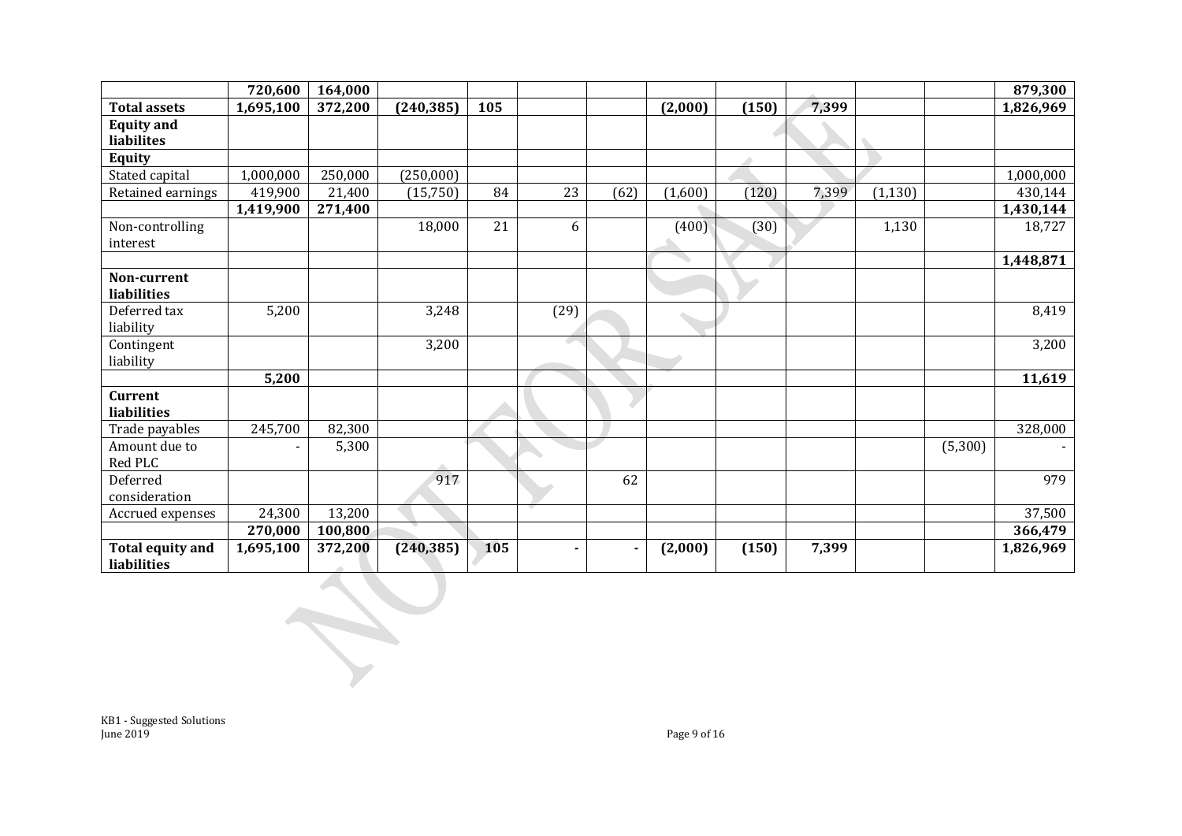| | | | | | | | | | | | | |
|---|---|---|---|---|---|---|---|---|---|---|---|---|
| | **720,600** | **164,000** | | | | | | | | | | **879,300** |
| **Total assets** | **1,695,100** | **372,200** | **(240,385)** | **105** | | | **(2,000)** | **(150)** | **7,399** | | | **1,826,969** |
| **Equity and liabilites** | | | | | | | | | | | | |
| **Equity** | | | | | | | | | | | | |
| Stated capital | 1,000,000 | 250,000 | (250,000) | | | | | | | | | 1,000,000 |
| Retained earnings | 419,900 | 21,400 | (15,750) | 84 | 23 | (62) | (1,600) | (120) | 7,399 | (1,130) | | 430,144 |
| | **1,419,900** | **271,400** | | | | | | | | | | **1,430,144** |
| Non-controlling interest | | | 18,000 | 21 | 6 | | (400) | (30) | | 1,130 | | 18,727 |
| | | | | | | | | | | | | **1,448,871** |
| **Non-current liabilities** | | | | | | | | | | | | |
| Deferred tax liability | 5,200 | | 3,248 | | (29) | | | | | | | 8,419 |
| Contingent liability | | | 3,200 | | | | | | | | | 3,200 |
| | **5,200** | | | | | | | | | | | **11,619** |
| **Current liabilities** | | | | | | | | | | | | |
| Trade payables | 245,700 | 82,300 | | | | | | | | | | 328,000 |
| Amount due to Red PLC | - | 5,300 | | | | | | | | | (5,300) | - |
| Deferred consideration | | | 917 | | | 62 | | | | | | 979 |
| Accrued expenses | 24,300 | 13,200 | | | | | | | | | | 37,500 |
| | **270,000** | **100,800** | | | | | | | | | | **366,479** |
| **Total equity and liabilities** | **1,695,100** | **372,200** | **(240,385)** | **105** | **-** | **-** | **(2,000)** | **(150)** | **7,399** | | | **1,826,969** |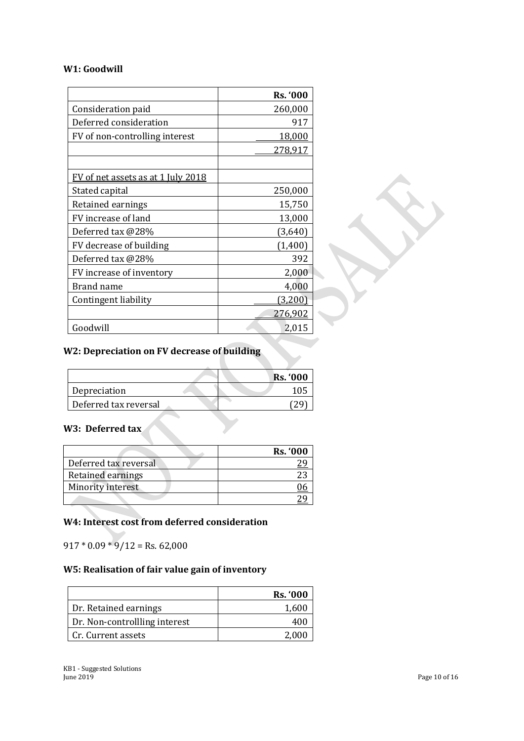**W1: Goodwill**

| | Rs. '000 |
|---|---|
| Consideration paid | 260,000 |
| Deferred consideration | 917 |
| FV of non-controlling interest | 18,000 |
| | 278,917 |
| | |
| FV of net assets as at 1 July 2018 | |
| Stated capital | 250,000 |
| Retained earnings | 15,750 |
| FV increase of land | 13,000 |
| Deferred tax @28% | (3,640) |
| FV decrease of building | (1,400) |
| Deferred tax @28% | 392 |
| FV increase of inventory | 2,000 |
| Brand name | 4,000 |
| Contingent liability | (3,200) |
| | 276,902 |
| Goodwill | 2,015 |

**W2: Depreciation on FV decrease of building**

| | Rs. '000 |
|---|---|
| Depreciation | 105 |
| Deferred tax reversal | (29) |

**W3: Deferred tax**

| | Rs. '000 |
|---|---|
| Deferred tax reversal | 29 |
| Retained earnings | 23 |
| Minority interest | 06 |
| | 29 |

**W4: Interest cost from deferred consideration**

917 * 0.09 * 9/12 = Rs. 62,000

**W5: Realisation of fair value gain of inventory**

| | Rs. '000 |
|---|---|
| Dr. Retained earnings | 1,600 |
| Dr. Non-controllling interest | 400 |
| Cr. Current assets | 2,000 |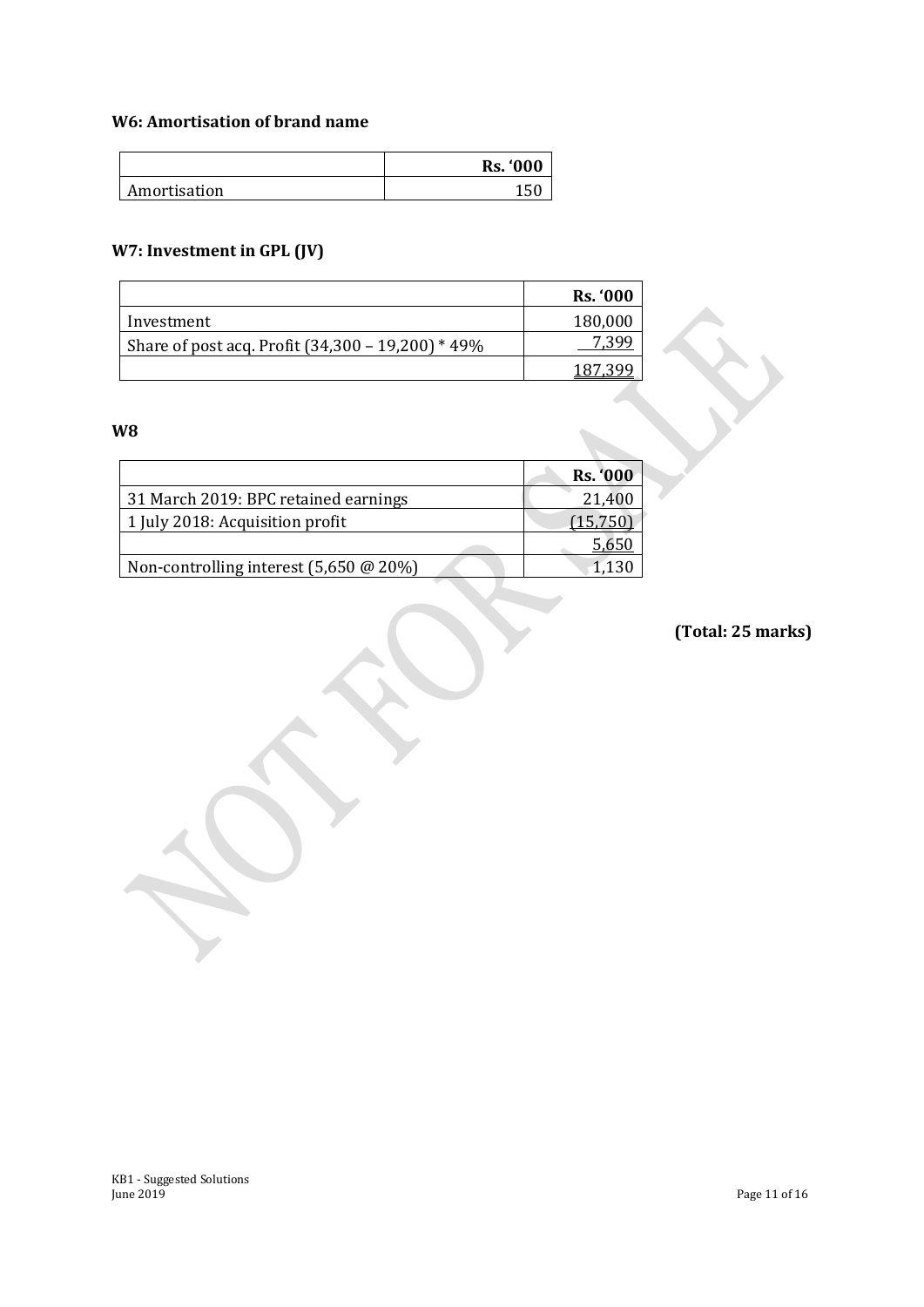**W6: Amortisation of brand name**

| | Rs. '000 |
|---|---|
| Amortisation | 150 |

**W7: Investment in GPL (JV)**

| | Rs. '000 |
|---|---|
| Investment | 180,000 |
| Share of post acq. Profit (34,300 – 19,200) * 49% | 7,399 |
| | 187,399 |

**W8**

| | Rs. '000 |
|---|---|
| 31 March 2019: BPC retained earnings | 21,400 |
| 1 July 2018: Acquisition profit | (15,750) |
| | 5,650 |
| Non-controlling interest (5,650 @ 20%) | 1,130 |

**(Total: 25 marks)**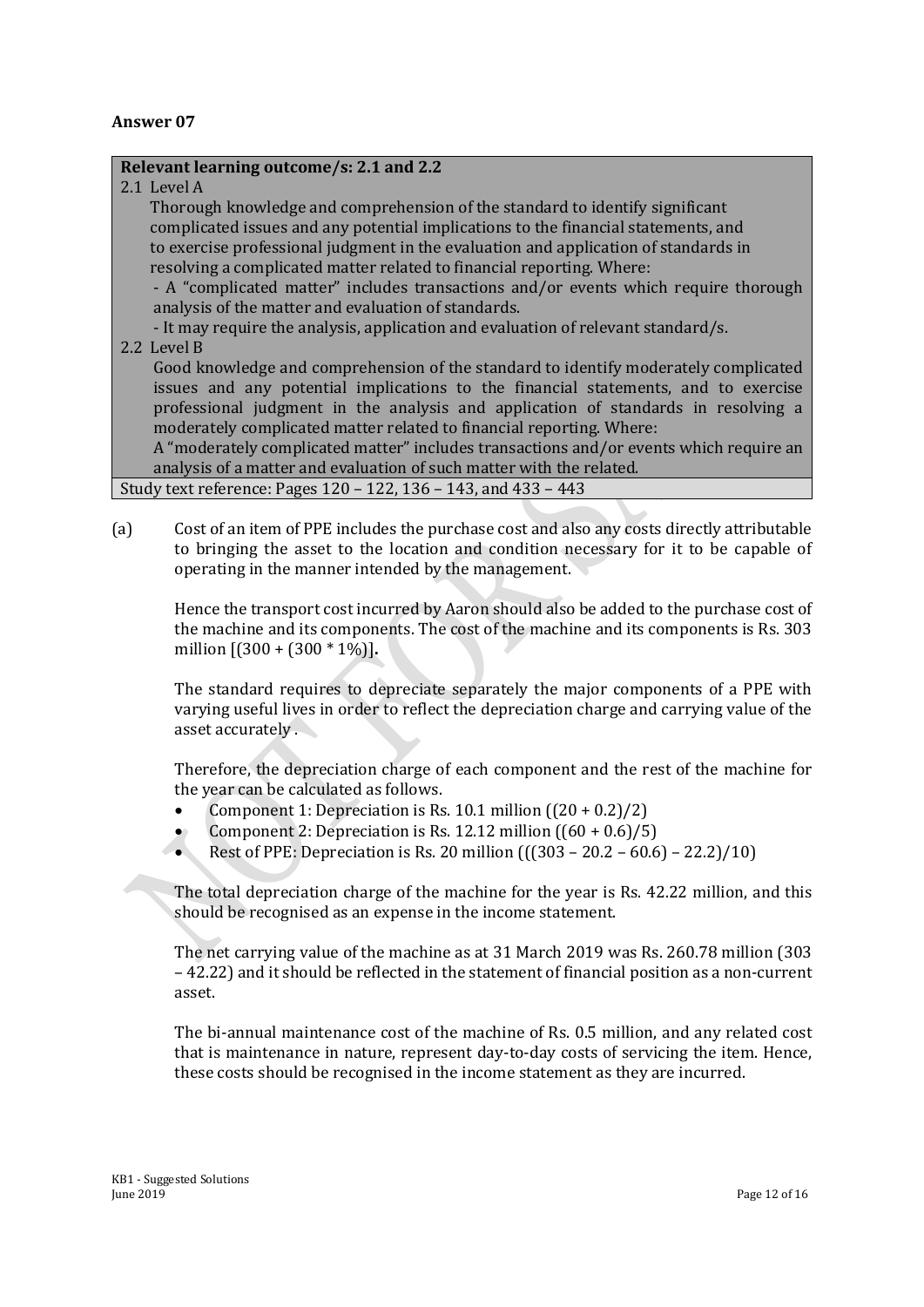**Answer 07**

| **Relevant learning outcome/s: 2.1 and 2.2** |
|---|
| 2.1 Level A<br>Thorough knowledge and comprehension of the standard to identify significant complicated issues and any potential implications to the financial statements, and to exercise professional judgment in the evaluation and application of standards in resolving a complicated matter related to financial reporting. Where:<br>- A "complicated matter" includes transactions and/or events which require thorough analysis of the matter and evaluation of standards.<br>- It may require the analysis, application and evaluation of relevant standard/s.<br>2.2 Level B<br>Good knowledge and comprehension of the standard to identify moderately complicated issues and any potential implications to the financial statements, and to exercise professional judgment in the analysis and application of standards in resolving a moderately complicated matter related to financial reporting. Where:<br>A "moderately complicated matter" includes transactions and/or events which require an analysis of a matter and evaluation of such matter with the related. |
| Study text reference: Pages 120 – 122, 136 – 143, and 433 – 443 |

(a) Cost of an item of PPE includes the purchase cost and also any costs directly attributable to bringing the asset to the location and condition necessary for it to be capable of operating in the manner intended by the management.

Hence the transport cost incurred by Aaron should also be added to the purchase cost of the machine and its components. The cost of the machine and its components is Rs. 303 million [(300 + (300 * 1%)].

The standard requires to depreciate separately the major components of a PPE with varying useful lives in order to reflect the depreciation charge and carrying value of the asset accurately .

Therefore, the depreciation charge of each component and the rest of the machine for the year can be calculated as follows.

- Component 1: Depreciation is Rs. 10.1 million ((20 + 0.2)/2)
- Component 2: Depreciation is Rs. 12.12 million ((60 + 0.6)/5)
- Rest of PPE: Depreciation is Rs. 20 million (((303 – 20.2 – 60.6) – 22.2)/10)

The total depreciation charge of the machine for the year is Rs. 42.22 million, and this should be recognised as an expense in the income statement.

The net carrying value of the machine as at 31 March 2019 was Rs. 260.78 million (303 – 42.22) and it should be reflected in the statement of financial position as a non-current asset.

The bi-annual maintenance cost of the machine of Rs. 0.5 million, and any related cost that is maintenance in nature, represent day-to-day costs of servicing the item. Hence, these costs should be recognised in the income statement as they are incurred.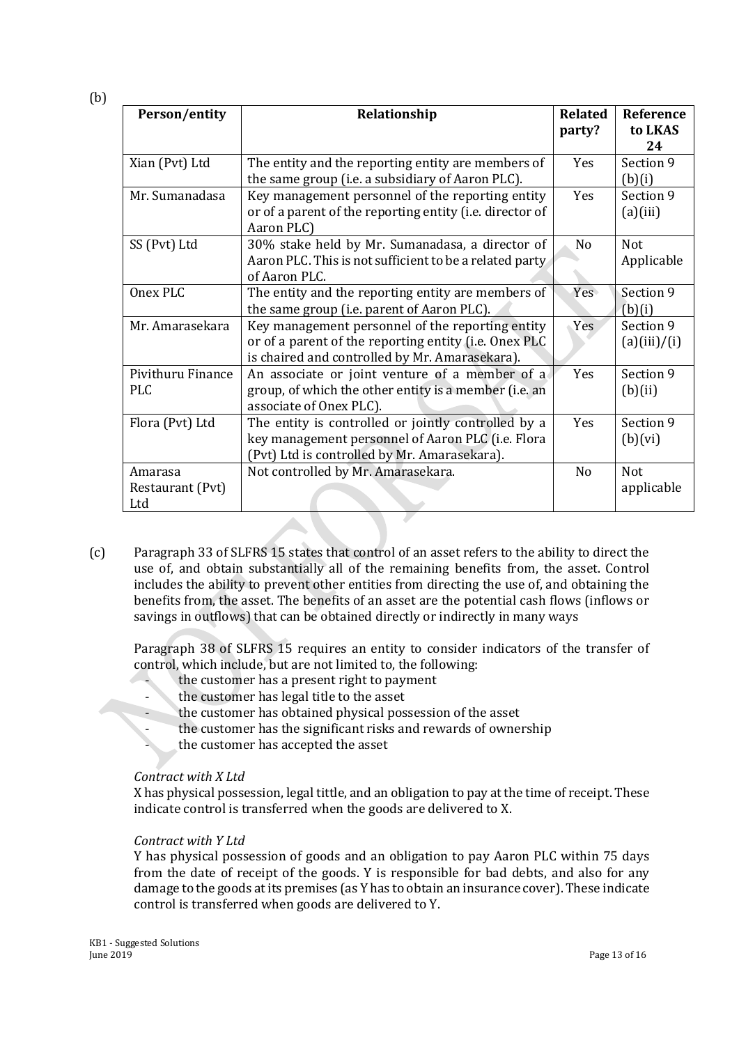(b)

| Person/entity | Relationship | Related party? | Reference to LKAS 24 |
|---|---|---|---|
| Xian (Pvt) Ltd | The entity and the reporting entity are members of the same group (i.e. a subsidiary of Aaron PLC). | Yes | Section 9 (b)(i) |
| Mr. Sumanadasa | Key management personnel of the reporting entity or of a parent of the reporting entity (i.e. director of Aaron PLC) | Yes | Section 9 (a)(iii) |
| SS (Pvt) Ltd | 30% stake held by Mr. Sumanadasa, a director of Aaron PLC. This is not sufficient to be a related party of Aaron PLC. | No | Not Applicable |
| Onex PLC | The entity and the reporting entity are members of the same group (i.e. parent of Aaron PLC). | Yes | Section 9 (b)(i) |
| Mr. Amarasekara | Key management personnel of the reporting entity or of a parent of the reporting entity (i.e. Onex PLC is chaired and controlled by Mr. Amarasekara). | Yes | Section 9 (a)(iii)/(i) |
| Pivithuru Finance PLC | An associate or joint venture of a member of a group, of which the other entity is a member (i.e. an associate of Onex PLC). | Yes | Section 9 (b)(ii) |
| Flora (Pvt) Ltd | The entity is controlled or jointly controlled by a key management personnel of Aaron PLC (i.e. Flora (Pvt) Ltd is controlled by Mr. Amarasekara). | Yes | Section 9 (b)(vi) |
| Amarasa Restaurant (Pvt) Ltd | Not controlled by Mr. Amarasekara. | No | Not applicable |

(c) Paragraph 33 of SLFRS 15 states that control of an asset refers to the ability to direct the use of, and obtain substantially all of the remaining benefits from, the asset. Control includes the ability to prevent other entities from directing the use of, and obtaining the benefits from, the asset. The benefits of an asset are the potential cash flows (inflows or savings in outflows) that can be obtained directly or indirectly in many ways

Paragraph 38 of SLFRS 15 requires an entity to consider indicators of the transfer of control, which include, but are not limited to, the following:

- the customer has a present right to payment
- the customer has legal title to the asset
- the customer has obtained physical possession of the asset
- the customer has the significant risks and rewards of ownership
- the customer has accepted the asset

*Contract with X Ltd*

X has physical possession, legal tittle, and an obligation to pay at the time of receipt. These indicate control is transferred when the goods are delivered to X.

*Contract with Y Ltd*

Y has physical possession of goods and an obligation to pay Aaron PLC within 75 days from the date of receipt of the goods. Y is responsible for bad debts, and also for any damage to the goods at its premises (as Y has to obtain an insurance cover). These indicate control is transferred when goods are delivered to Y.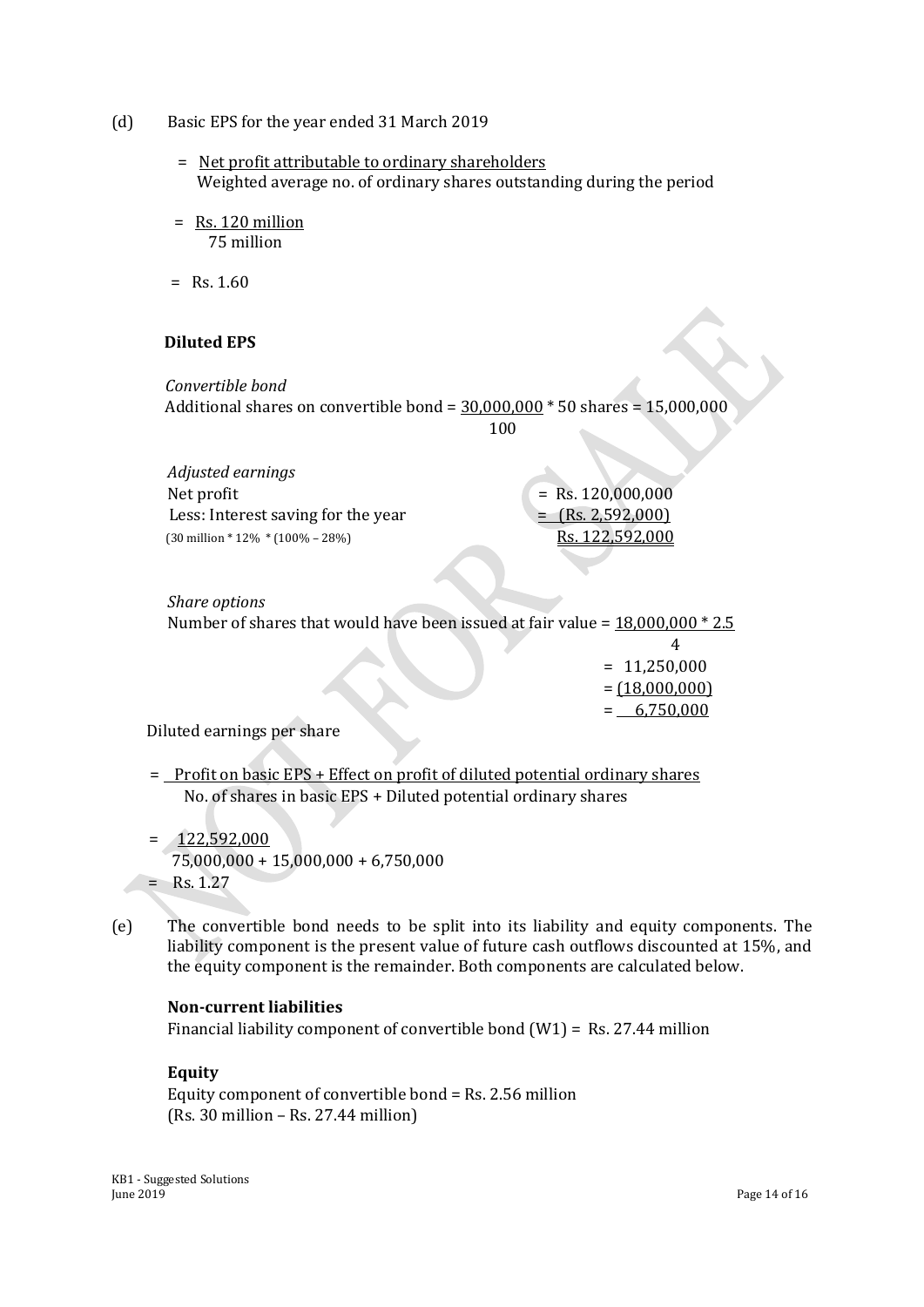(d) Basic EPS for the year ended 31 March 2019

$= \frac{\text{Net profit attributable to ordinary shareholders}}{\text{Weighted average no. of ordinary shares outstanding during the period}}$

$= \frac{\text{Rs. 120 million}}{\text{75 million}}$

= Rs. 1.60

**Diluted EPS**

*Convertible bond*

Additional shares on convertible bond = $\frac{30,000,000}{100}$ * 50 shares = 15,000,000

*Adjusted earnings*

| | |
|---|---|
| Net profit | = Rs. 120,000,000 |
| Less: Interest saving for the year | = (Rs. 2,592,000) |
| (30 million * 12% * (100% – 28%)) | Rs. 122,592,000 |

*Share options*

Number of shares that would have been issued at fair value = $\frac{18,000,000 * 2.5}{4}$

= 11,250,000

= (18,000,000)

= 6,750,000

Diluted earnings per share

$= \frac{\text{Profit on basic EPS + Effect on profit of diluted potential ordinary shares}}{\text{No. of shares in basic EPS + Diluted potential ordinary shares}}$

$= \frac{122,592,000}{75,000,000 + 15,000,000 + 6,750,000}$

= Rs. 1.27

(e) The convertible bond needs to be split into its liability and equity components. The liability component is the present value of future cash outflows discounted at 15%, and the equity component is the remainder. Both components are calculated below.

**Non-current liabilities**

Financial liability component of convertible bond (W1) = Rs. 27.44 million

**Equity**

Equity component of convertible bond = Rs. 2.56 million
(Rs. 30 million – Rs. 27.44 million)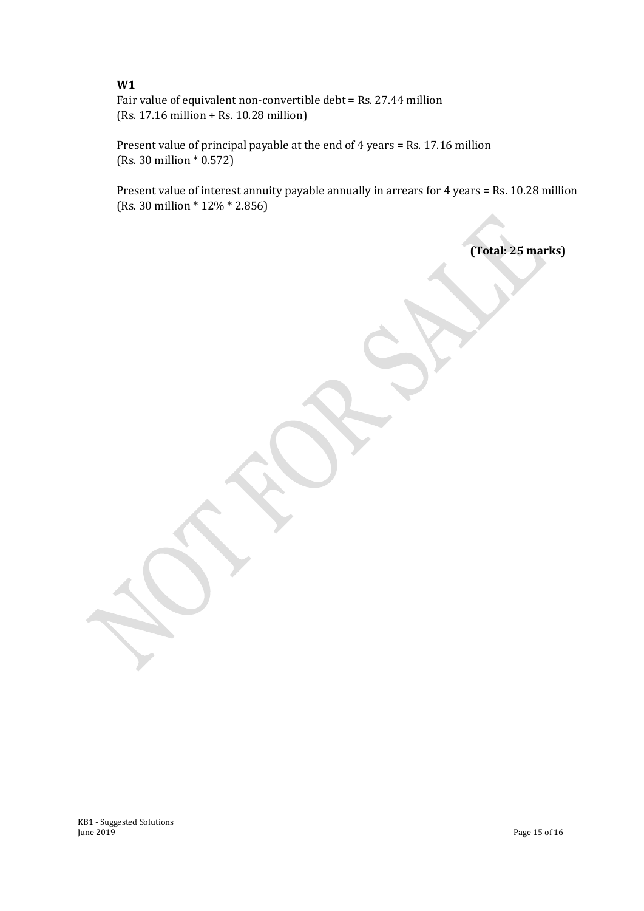**W1**

Fair value of equivalent non-convertible debt = Rs. 27.44 million
(Rs. 17.16 million + Rs. 10.28 million)

Present value of principal payable at the end of 4 years = Rs. 17.16 million
(Rs. 30 million * 0.572)

Present value of interest annuity payable annually in arrears for 4 years = Rs. 10.28 million
(Rs. 30 million * 12% * 2.856)

**(Total: 25 marks)**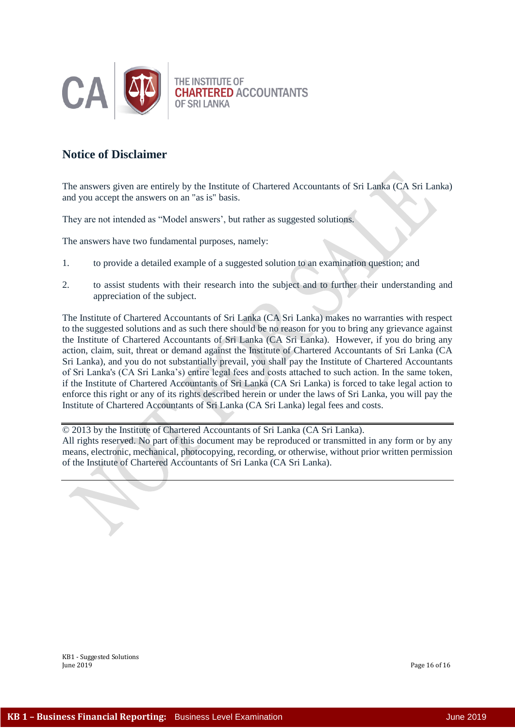THE INSTITUTE OF CHARTERED ACCOUNTANTS OF SRI LANKA

## Notice of Disclaimer

The answers given are entirely by the Institute of Chartered Accountants of Sri Lanka (CA Sri Lanka) and you accept the answers on an "as is" basis.

They are not intended as "Model answers', but rather as suggested solutions.

The answers have two fundamental purposes, namely:

1. to provide a detailed example of a suggested solution to an examination question; and

2. to assist students with their research into the subject and to further their understanding and appreciation of the subject.

The Institute of Chartered Accountants of Sri Lanka (CA Sri Lanka) makes no warranties with respect to the suggested solutions and as such there should be no reason for you to bring any grievance against the Institute of Chartered Accountants of Sri Lanka (CA Sri Lanka). However, if you do bring any action, claim, suit, threat or demand against the Institute of Chartered Accountants of Sri Lanka (CA Sri Lanka), and you do not substantially prevail, you shall pay the Institute of Chartered Accountants of Sri Lanka's (CA Sri Lanka's) entire legal fees and costs attached to such action. In the same token, if the Institute of Chartered Accountants of Sri Lanka (CA Sri Lanka) is forced to take legal action to enforce this right or any of its rights described herein or under the laws of Sri Lanka, you will pay the Institute of Chartered Accountants of Sri Lanka (CA Sri Lanka) legal fees and costs.

---

© 2013 by the Institute of Chartered Accountants of Sri Lanka (CA Sri Lanka).
All rights reserved. No part of this document may be reproduced or transmitted in any form or by any means, electronic, mechanical, photocopying, recording, or otherwise, without prior written permission of the Institute of Chartered Accountants of Sri Lanka (CA Sri Lanka).

---